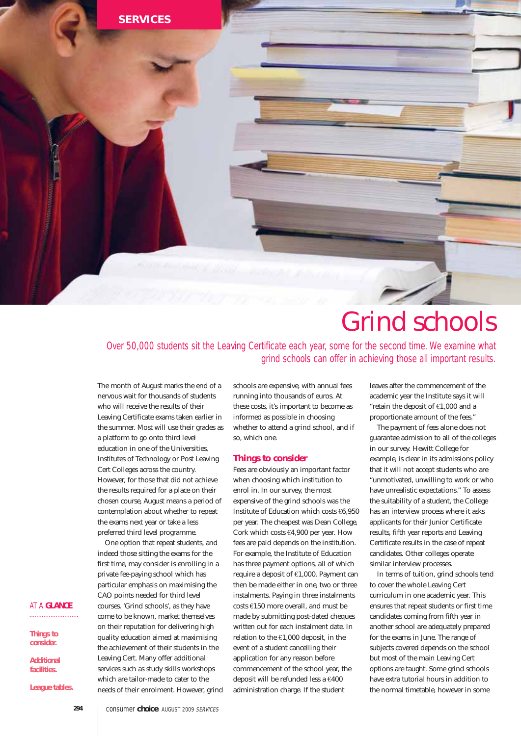SERVICES

# Grind schools

*Over 50,000 students sit the Leaving Certificate each year, some for the second time. We examine what grind schools can offer in achieving those all important results.*

The month of August marks the end of a nervous wait for thousands of students who will receive the results of their Leaving Certificate exams taken earlier in the summer. Most will use their grades as a platform to go onto third level education in one of the Universities, Institutes of Technology or Post Leaving Cert Colleges across the country. However, for those that did not achieve the results required for a place on their chosen course, August means a period of contemplation about whether to repeat the exams next year or take a less preferred third level programme.

One option that repeat students, and indeed those sitting the exams for the first time, may consider is enrolling in a private fee-paying school which has particular emphasis on maximising the CAO points needed for third level courses. 'Grind schools', as they have come to be known, market themselves on their reputation for delivering high quality education aimed at maximising the achievement of their students in the Leaving Cert. Many offer additional services such as study skills workshops which are tailor-made to cater to the needs of their enrolment. However, grind schools are expensive, with annual fees running into thousands of euros. At these costs, it's important to become as informed as possible in choosing whether to attend a grind school, and if so, which one.

## Things to consider

Fees are obviously an important factor when choosing which institution to enrol in. In our survey, the most expensive of the grind schools was the Institute of Education which costs €6,950 per year. The cheapest was Dean College, Cork which costs €4,900 per year. How fees are paid depends on the institution. For example, the Institute of Education has three payment options, all of which require a deposit of €1,000. Payment can then be made either in one, two or three instalments. Paying in three instalments costs €150 more overall, and must be made by submitting post-dated cheques written out for each instalment date. In relation to the €1,000 deposit, in the event of a student cancelling their application for any reason before commencement of the school year, the deposit will be refunded less a €400 administration charge. If the student leaves after the commencement of the academic year the Institute says it will "retain the deposit of €1,000 and a proportionate amount of the fees."

The payment of fees alone does not guarantee admission to all of the colleges in our survey. Hewitt College for example, is clear in its admissions policy that it will not accept students who are "unmotivated, unwilling to work or who have unrealistic expectations." To assess the suitability of a student, the College has an interview process where it asks applicants for their Junior Certificate results, fifth year reports and Leaving Certificate results in the case of repeat candidates. Other colleges operate similar interview processes.

In terms of tuition, grind schools tend to cover the whole Leaving Cert curriculum in one academic year. This ensures that repeat students or first time candidates coming from fifth year in another school are adequately prepared for the exams in June. The range of subjects covered depends on the school but most of the main Leaving Cert options are taught. Some grind schools have extra tutorial hours in addition to the normal timetable, however in some

AT A **GLANCE**

**Things to consider.**

**Additional facilities.**

**League tables.**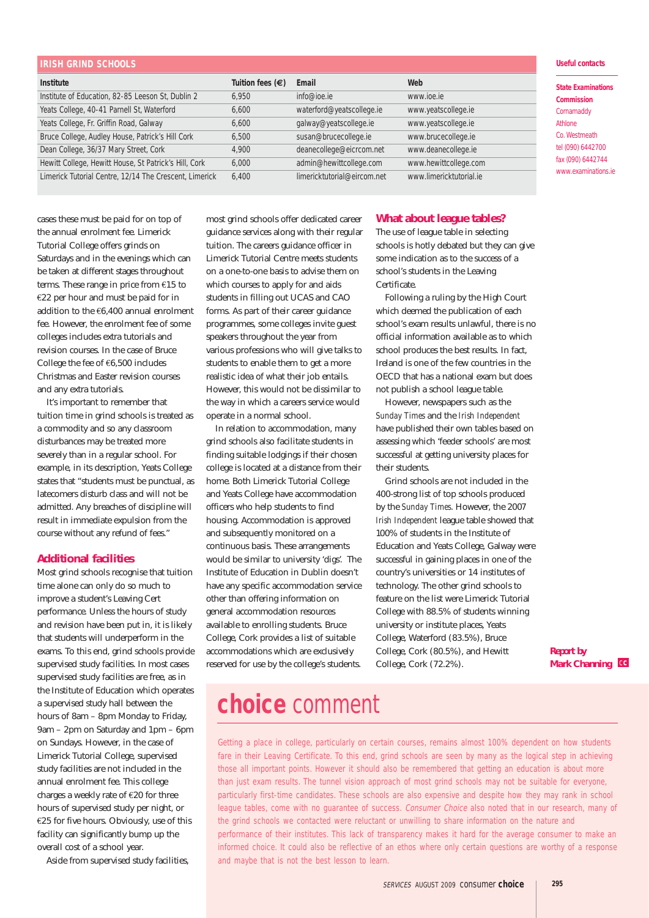## IRISH GRIND SCHOOLS

| Institute | Tuition fees (€) | Email | Web |
|---|---|---|---|
| Institute of Education, 82-85 Leeson St, Dublin 2 | 6,950 | info@ioe.ie | www.ioe.ie |
| Yeats College, 40-41 Parnell St, Waterford | 6,600 | waterford@yeatscollege.ie | www.yeatscollege.ie |
| Yeats College, Fr. Griffin Road, Galway | 6,600 | galway@yeatscollege.ie | www.yeatscollege.ie |
| Bruce College, Audley House, Patrick's Hill Cork | 6,500 | susan@brucecollege.ie | www.brucecollege.ie |
| Dean College, 36/37 Mary Street, Cork | 4,900 | deanecollege@eicrcom.net | www.deanecollege.ie |
| Hewitt College, Hewitt House, St Patrick's Hill, Cork | 6,000 | admin@hewittcollege.com | www.hewittcollege.com |
| Limerick Tutorial Centre, 12/14 The Crescent, Limerick | 6,400 | limericktutorial@eircom.net | www.limericktutorial.ie |

**Useful contacts**

**State Examinations Commission**
Cornamaddy
Athlone
Co. Westmeath
tel (090) 6442700
fax (090) 6442744
www.examinations.ie

cases these must be paid for on top of the annual enrolment fee. Limerick Tutorial College offers grinds on Saturdays and in the evenings which can be taken at different stages throughout terms. These range in price from €15 to €22 per hour and must be paid for in addition to the €6,400 annual enrolment fee. However, the enrolment fee of some colleges includes extra tutorials and revision courses. In the case of Bruce College the fee of €6,500 includes Christmas and Easter revision courses and any extra tutorials.

It's important to remember that tuition time in grind schools is treated as a commodity and so any classroom disturbances may be treated more severely than in a regular school. For example, in its description, Yeats College states that "students must be punctual, as latecomers disturb class and will not be admitted. Any breaches of discipline will result in immediate expulsion from the course without any refund of fees."

### Additional facilities

Most grind schools recognise that tuition time alone can only do so much to improve a student's Leaving Cert performance. Unless the hours of study and revision have been put in, it is likely that students will underperform in the exams. To this end, grind schools provide supervised study facilities. In most cases supervised study facilities are free, as in the Institute of Education which operates a supervised study hall between the hours of 8am – 8pm Monday to Friday, 9am – 2pm on Saturday and 1pm – 6pm on Sundays. However, in the case of Limerick Tutorial College, supervised study facilities are not included in the annual enrolment fee. This college charges a weekly rate of €20 for three hours of supervised study per night, or €25 for five hours. Obviously, use of this facility can significantly bump up the overall cost of a school year.

Aside from supervised study facilities, most grind schools offer dedicated career guidance services along with their regular tuition. The careers guidance officer in Limerick Tutorial Centre meets students on a one-to-one basis to advise them on which courses to apply for and aids students in filling out UCAS and CAO forms. As part of their career guidance programmes, some colleges invite guest speakers throughout the year from various professions who will give talks to students to enable them to get a more realistic idea of what their job entails. However, this would not be dissimilar to the way in which a careers service would operate in a normal school.

In relation to accommodation, many grind schools also facilitate students in finding suitable lodgings if their chosen college is located at a distance from their home. Both Limerick Tutorial College and Yeats College have accommodation officers who help students to find housing. Accommodation is approved and subsequently monitored on a continuous basis. These arrangements would be similar to university 'digs'. The Institute of Education in Dublin doesn't have any specific accommodation service other than offering information on general accommodation resources available to enrolling students. Bruce College, Cork provides a list of suitable accommodations which are exclusively reserved for use by the college's students.

### What about league tables?

The use of league table in selecting schools is hotly debated but they can give some indication as to the success of a school's students in the Leaving Certificate.

Following a ruling by the High Court which deemed the publication of each school's exam results unlawful, there is no official information available as to which school produces the best results. In fact, Ireland is one of the few countries in the OECD that has a national exam but does not publish a school league table.

However, newspapers such as the *Sunday Times* and the *Irish Independent* have published their own tables based on assessing which 'feeder schools' are most successful at getting university places for their students.

Grind schools are not included in the 400-strong list of top schools produced by the *Sunday Times*. However, the 2007 *Irish Independent* league table showed that 100% of students in the Institute of Education and Yeats College, Galway were successful in gaining places in one of the country's universities or 14 institutes of technology. The other grind schools to feature on the list were Limerick Tutorial College with 88.5% of students winning university or institute places, Yeats College, Waterford (83.5%), Bruce College, Cork (80.5%), and Hewitt College, Cork (72.2%).

**Report by Mark Channing** CC

## choice comment

Getting a place in college, particularly on certain courses, remains almost 100% dependent on how students fare in their Leaving Certificate. To this end, grind schools are seen by many as the logical step in achieving those all important points. However it should also be remembered that getting an education is about more than just exam results. The tunnel vision approach of most grind schools may not be suitable for everyone, particularly first-time candidates. These schools are also expensive and despite how they may rank in school league tables, come with no guarantee of success. *Consumer Choice* also noted that in our research, many of the grind schools we contacted were reluctant or unwilling to share information on the nature and performance of their institutes. This lack of transparency makes it hard for the average consumer to make an informed choice. It could also be reflective of an ethos where only certain questions are worthy of a response and maybe that is not the best lesson to learn.